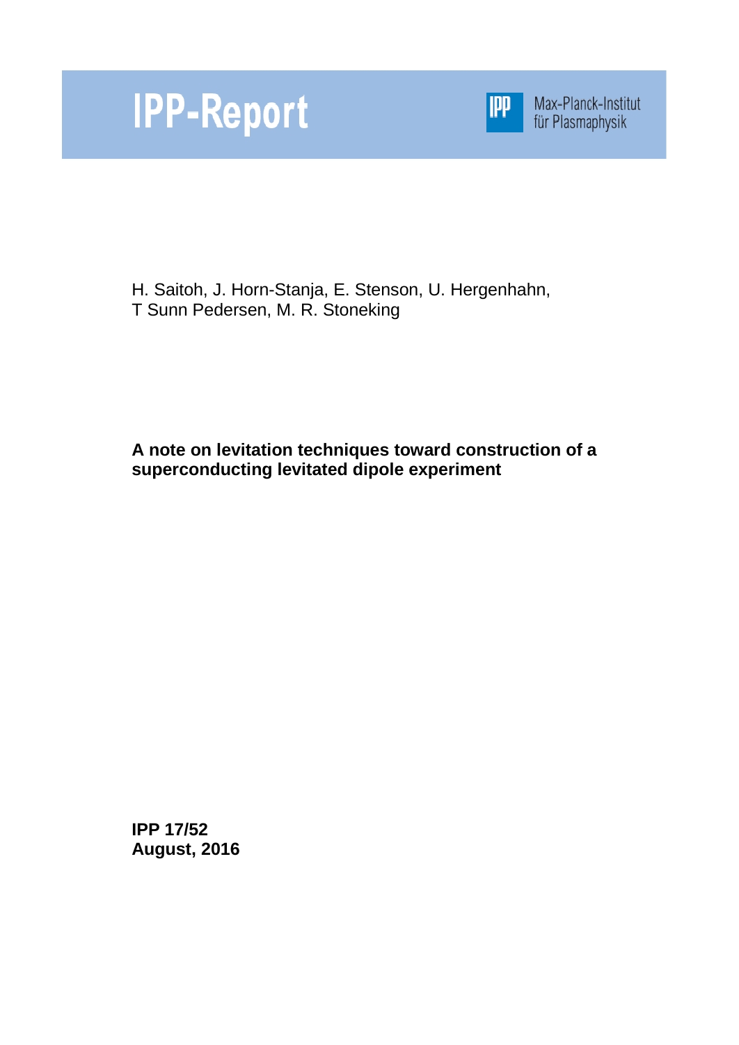# IPP-Report

Max-Planck-Institut für Plasmaphysik

H. Saitoh, J. Horn-Stanja, E. Stenson, U. Hergenhahn, T Sunn Pedersen, M. R. Stoneking

**A note on levitation techniques toward construction of a superconducting levitated dipole experiment**

**IPP 17/52**
**August, 2016**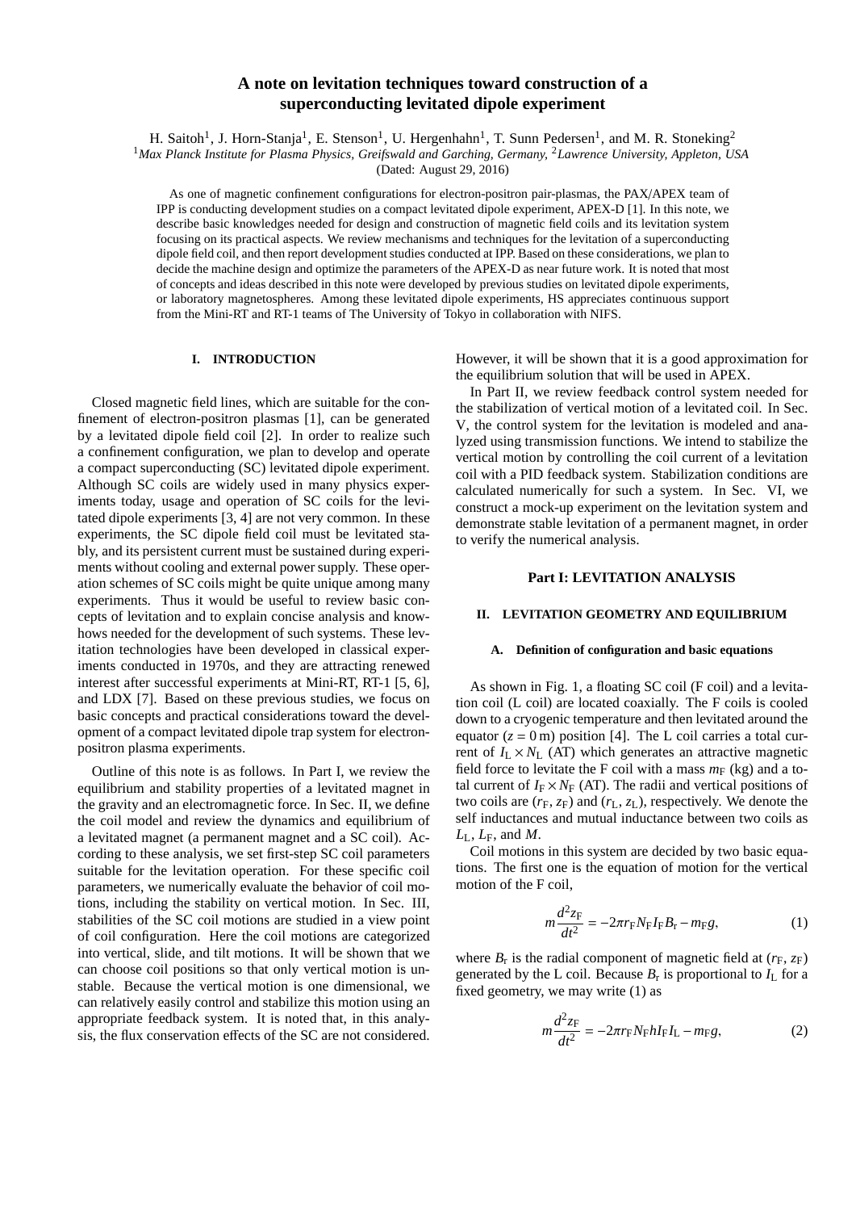# A note on levitation techniques toward construction of a superconducting levitated dipole experiment

H. Saitoh[1], J. Horn-Stanja[1], E. Stenson[1], U. Hergenhahn[1], T. Sunn Pedersen[1], and M. R. Stoneking[2]

[1]*Max Planck Institute for Plasma Physics, Greifswald and Garching, Germany,* [2]*Lawrence University, Appleton, USA*

(Dated: August 29, 2016)

As one of magnetic confinement configurations for electron-positron pair-plasmas, the PAX/APEX team of IPP is conducting development studies on a compact levitated dipole experiment, APEX-D [1]. In this note, we describe basic knowledges needed for design and construction of magnetic field coils and its levitation system focusing on its practical aspects. We review mechanisms and techniques for the levitation of a superconducting dipole field coil, and then report development studies conducted at IPP. Based on these considerations, we plan to decide the machine design and optimize the parameters of the APEX-D as near future work. It is noted that most of concepts and ideas described in this note were developed by previous studies on levitated dipole experiments, or laboratory magnetospheres. Among these levitated dipole experiments, HS appreciates continuous support from the Mini-RT and RT-1 teams of The University of Tokyo in collaboration with NIFS.

## I. INTRODUCTION

Closed magnetic field lines, which are suitable for the confinement of electron-positron plasmas [1], can be generated by a levitated dipole field coil [2]. In order to realize such a confinement configuration, we plan to develop and operate a compact superconducting (SC) levitated dipole experiment. Although SC coils are widely used in many physics experiments today, usage and operation of SC coils for the levitated dipole experiments [3, 4] are not very common. In these experiments, the SC dipole field coil must be levitated stably, and its persistent current must be sustained during experiments without cooling and external power supply. These operation schemes of SC coils might be quite unique among many experiments. Thus it would be useful to review basic concepts of levitation and to explain concise analysis and know-hows needed for the development of such systems. These levitation technologies have been developed in classical experiments conducted in 1970s, and they are attracting renewed interest after successful experiments at Mini-RT, RT-1 [5, 6], and LDX [7]. Based on these previous studies, we focus on basic concepts and practical considerations toward the development of a compact levitated dipole trap system for electron-positron plasma experiments.

Outline of this note is as follows. In Part I, we review the equilibrium and stability properties of a levitated magnet in the gravity and an electromagnetic force. In Sec. II, we define the coil model and review the dynamics and equilibrium of a levitated magnet (a permanent magnet and a SC coil). According to these analysis, we set first-step SC coil parameters suitable for the levitation operation. For these specific coil parameters, we numerically evaluate the behavior of coil motions, including the stability on vertical motion. In Sec. III, stabilities of the SC coil motions are studied in a view point of coil configuration. Here the coil motions are categorized into vertical, slide, and tilt motions. It will be shown that we can choose coil positions so that only vertical motion is unstable. Because the vertical motion is one dimensional, we can relatively easily control and stabilize this motion using an appropriate feedback system. It is noted that, in this analysis, the flux conservation effects of the SC are not considered. However, it will be shown that it is a good approximation for the equilibrium solution that will be used in APEX.

In Part II, we review feedback control system needed for the stabilization of vertical motion of a levitated coil. In Sec. V, the control system for the levitation is modeled and analyzed using transmission functions. We intend to stabilize the vertical motion by controlling the coil current of a levitation coil with a PID feedback system. Stabilization conditions are calculated numerically for such a system. In Sec. VI, we construct a mock-up experiment on the levitation system and demonstrate stable levitation of a permanent magnet, in order to verify the numerical analysis.

## Part I: LEVITATION ANALYSIS

## II. LEVITATION GEOMETRY AND EQUILIBRIUM

### A. Definition of configuration and basic equations

As shown in Fig. 1, a floating SC coil (F coil) and a levitation coil (L coil) are located coaxially. The F coils is cooled down to a cryogenic temperature and then levitated around the equator ($z = 0$ m) position [4]. The L coil carries a total current of $I_L \times N_L$ (AT) which generates an attractive magnetic field force to levitate the F coil with a mass $m_F$ (kg) and a total current of $I_F \times N_F$ (AT). The radii and vertical positions of two coils are ($r_F$, $z_F$) and ($r_L$, $z_L$), respectively. We denote the self inductances and mutual inductance between two coils as $L_L$, $L_F$, and $M$.

Coil motions in this system are decided by two basic equations. The first one is the equation of motion for the vertical motion of the F coil,

$$m\frac{d^2 z_F}{dt^2} = -2\pi r_F N_F I_F B_r - m_F g, \tag{1}$$

where $B_r$ is the radial component of magnetic field at ($r_F$, $z_F$) generated by the L coil. Because $B_r$ is proportional to $I_L$ for a fixed geometry, we may write (1) as

$$m\frac{d^2 z_F}{dt^2} = -2\pi r_F N_F h I_F I_L - m_F g, \tag{2}$$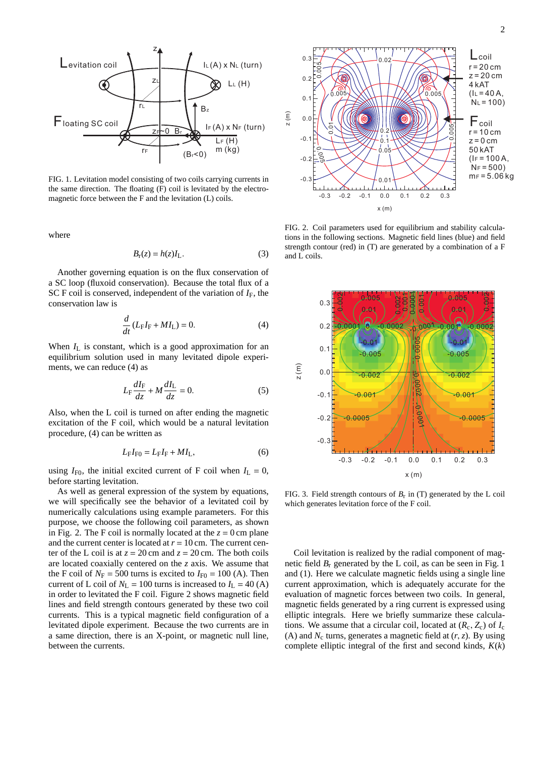FIG. 1. Levitation model consisting of two coils carrying currents in the same direction. The floating (F) coil is levitated by the electromagnetic force between the F and the levitation (L) coils.

where

$$B_r(z) = h(z)I_L. \tag{3}$$

Another governing equation is on the flux conservation of a SC loop (fluxoid conservation). Because the total flux of a SC F coil is conserved, independent of the variation of $I_F$, the conservation law is

$$\frac{d}{dt}(L_F I_F + M I_L) = 0. \tag{4}$$

When $I_L$ is constant, which is a good approximation for an equilibrium solution used in many levitated dipole experiments, we can reduce (4) as

$$L_F \frac{dI_F}{dz} + M \frac{dI_L}{dz} = 0. \tag{5}$$

Also, when the L coil is turned on after ending the magnetic excitation of the F coil, which would be a natural levitation procedure, (4) can be written as

$$L_F I_{F0} = L_F I_F + M I_L, \tag{6}$$

using $I_{F0}$, the initial excited current of F coil when $I_L = 0$, before starting levitation.

As well as general expression of the system by equations, we will specifically see the behavior of a levitated coil by numerically calculations using example parameters. For this purpose, we choose the following coil parameters, as shown in Fig. 2. The F coil is normally located at the $z = 0$ cm plane and the current center is located at $r = 10$ cm. The current center of the L coil is at $z = 20$ cm and $z = 20$ cm. The both coils are located coaxially centered on the $z$ axis. We assume that the F coil of $N_F = 500$ turns is excited to $I_{F0} = 100$ (A). Then current of L coil of $N_L = 100$ turns is increased to $I_L = 40$ (A) in order to levitated the F coil. Figure 2 shows magnetic field lines and field strength contours generated by these two coil currents. This is a typical magnetic field configuration of a levitated dipole experiment. Because the two currents are in a same direction, there is an X-point, or magnetic null line, between the currents.

FIG. 2. Coil parameters used for equilibrium and stability calculations in the following sections. Magnetic field lines (blue) and field strength contour (red) in (T) are generated by a combination of a F and L coils.

FIG. 3. Field strength contours of $B_r$ in (T) generated by the L coil which generates levitation force of the F coil.

Coil levitation is realized by the radial component of magnetic field $B_r$ generated by the L coil, as can be seen in Fig. 1 and (1). Here we calculate magnetic fields using a single line current approximation, which is adequately accurate for the evaluation of magnetic forces between two coils. In general, magnetic fields generated by a ring current is expressed using elliptic integrals. Here we briefly summarize these calculations. We assume that a circular coil, located at $(R_c, Z_c)$ of $I_c$ (A) and $N_c$ turns, generates a magnetic field at $(r, z)$. By using complete elliptic integral of the first and second kinds, $K(k)$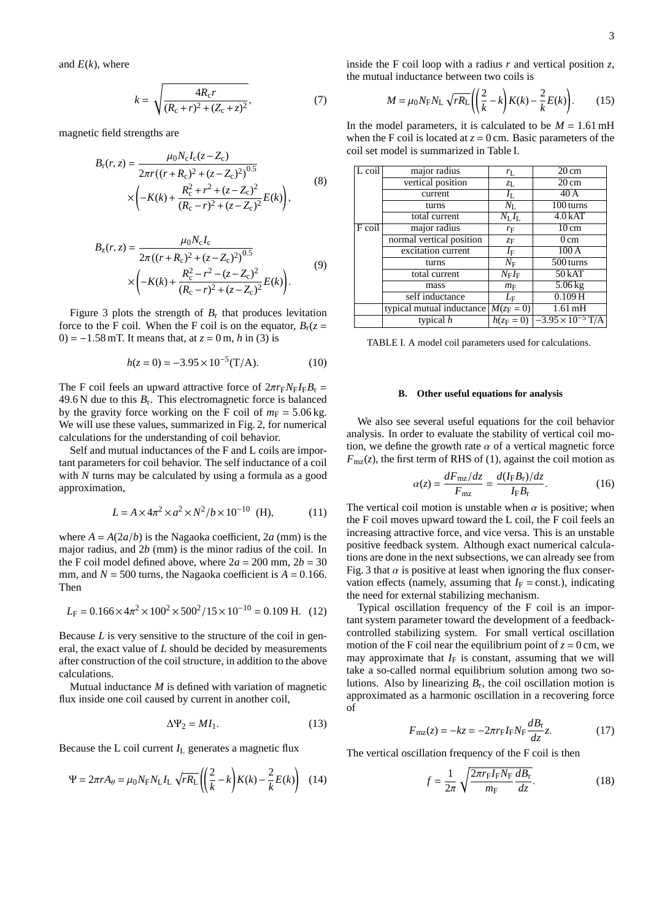and $E(k)$, where

$$k = \sqrt{\frac{4R_c r}{(R_c + r)^2 + (Z_c + z)^2}}, \tag{7}$$

magnetic field strengths are

$$B_r(r,z) = \frac{\mu_0 N_c I_c (z - Z_c)}{2\pi r \left((r + R_c)^2 + (z - Z_c)^2\right)^{0.5}} \times \left(-K(k) + \frac{R_c^2 + r^2 + (z - Z_c)^2}{(R_c - r)^2 + (z - Z_c)^2} E(k)\right), \tag{8}$$

$$B_z(r,z) = \frac{\mu_0 N_c I_c}{2\pi \left((r + R_c)^2 + (z - Z_c)^2\right)^{0.5}} \times \left(-K(k) + \frac{R_c^2 - r^2 - (z - Z_c)^2}{(R_c - r)^2 + (z - Z_c)^2} E(k)\right). \tag{9}$$

Figure 3 plots the strength of $B_r$ that produces levitation force to the F coil. When the F coil is on the equator, $B_r(z = 0) = -1.58\,\text{mT}$. It means that, at $z = 0\,\text{m}$, $h$ in (3) is

$$h(z = 0) = -3.95 \times 10^{-5} (\text{T/A}). \tag{10}$$

The F coil feels an upward attractive force of $2\pi r_F N_F I_F B_r = 49.6\,\text{N}$ due to this $B_r$. This electromagnetic force is balanced by the gravity force working on the F coil of $m_F = 5.06\,\text{kg}$. We will use these values, summarized in Fig. 2, for numerical calculations for the understanding of coil behavior.

Self and mutual inductances of the F and L coils are important parameters for coil behavior. The self inductance of a coil with $N$ turns may be calculated by using a formula as a good approximation,

$$L = A \times 4\pi^2 \times a^2 \times N^2 / b \times 10^{-10} \ \ (\text{H}), \tag{11}$$

where $A = A(2a/b)$ is the Nagaoka coefficient, $2a$ (mm) is the major radius, and $2b$ (mm) is the minor radius of the coil. In the F coil model defined above, where $2a = 200$ mm, $2b = 30$ mm, and $N = 500$ turns, the Nagaoka coefficient is $A = 0.166$. Then

$$L_F = 0.166 \times 4\pi^2 \times 100^2 \times 500^2 / 15 \times 10^{-10} = 0.109\ \text{H}. \tag{12}$$

Because $L$ is very sensitive to the structure of the coil in general, the exact value of $L$ should be decided by measurements after construction of the coil structure, in addition to the above calculations.

Mutual inductance $M$ is defined with variation of magnetic flux inside one coil caused by current in another coil,

$$\Delta\Psi_2 = M I_1. \tag{13}$$

Because the L coil current $I_L$ generates a magnetic flux

$$\Psi = 2\pi r A_\theta = \mu_0 N_F N_L I_L \sqrt{r R_L} \left(\left(\frac{2}{k} - k\right) K(k) - \frac{2}{k} E(k)\right) \tag{14}$$

inside the F coil loop with a radius $r$ and vertical position $z$, the mutual inductance between two coils is

$$M = \mu_0 N_F N_L \sqrt{r R_L} \left(\left(\frac{2}{k} - k\right) K(k) - \frac{2}{k} E(k)\right). \tag{15}$$

In the model parameters, it is calculated to be $M = 1.61\,\text{mH}$ when the F coil is located at $z = 0\,\text{cm}$. Basic parameters of the coil set model is summarized in Table I.

| | | | |
|---|---|---|---|
| L coil | major radius | $r_L$ | 20 cm |
| | vertical position | $z_L$ | 20 cm |
| | current | $I_L$ | 40 A |
| | turns | $N_L$ | 100 turns |
| | total current | $N_L I_L$ | 4.0 kAT |
| F coil | major radius | $r_F$ | 10 cm |
| | normal vertical position | $z_F$ | 0 cm |
| | excitation current | $I_F$ | 100 A |
| | turns | $N_F$ | 500 turns |
| | total current | $N_F I_F$ | 50 kAT |
| | mass | $m_F$ | 5.06 kg |
| | self inductance | $L_F$ | 0.109 H |
| | typical mutual inductance | $M(z_F = 0)$ | 1.61 mH |
| | typical $h$ | $h(z_F = 0)$ | $-3.95 \times 10^{-5}$ T/A |

TABLE I. A model coil parameters used for calculations.

### B. Other useful equations for analysis

We also see several useful equations for the coil behavior analysis. In order to evaluate the stability of vertical coil motion, we define the growth rate $\alpha$ of a vertical magnetic force $F_{mz}(z)$, the first term of RHS of (1), against the coil motion as

$$\alpha(z) = \frac{dF_{mz}/dz}{F_{mz}} = \frac{d(I_F B_r)/dz}{I_F B_r}. \tag{16}$$

The vertical coil motion is unstable when $\alpha$ is positive; when the F coil moves upward toward the L coil, the F coil feels an increasing attractive force, and vice versa. This is an unstable positive feedback system. Although exact numerical calculations are done in the next subsections, we can already see from Fig. 3 that $\alpha$ is positive at least when ignoring the flux conservation effects (namely, assuming that $I_F = \text{const.}$), indicating the need for external stabilizing mechanism.

Typical oscillation frequency of the F coil is an important system parameter toward the development of a feedback-controlled stabilizing system. For small vertical oscillation motion of the F coil near the equilibrium point of $z = 0\,\text{cm}$, we may approximate that $I_F$ is constant, assuming that we will take a so-called normal equilibrium solution among two solutions. Also by linearizing $B_r$, the coil oscillation motion is approximated as a harmonic oscillation in a recovering force of

$$F_{mz}(z) = -kz = -2\pi r_F I_F N_F \frac{dB_r}{dz} z. \tag{17}$$

The vertical oscillation frequency of the F coil is then

$$f = \frac{1}{2\pi} \sqrt{\frac{2\pi r_F I_F N_F}{m_F} \frac{dB_r}{dz}}. \tag{18}$$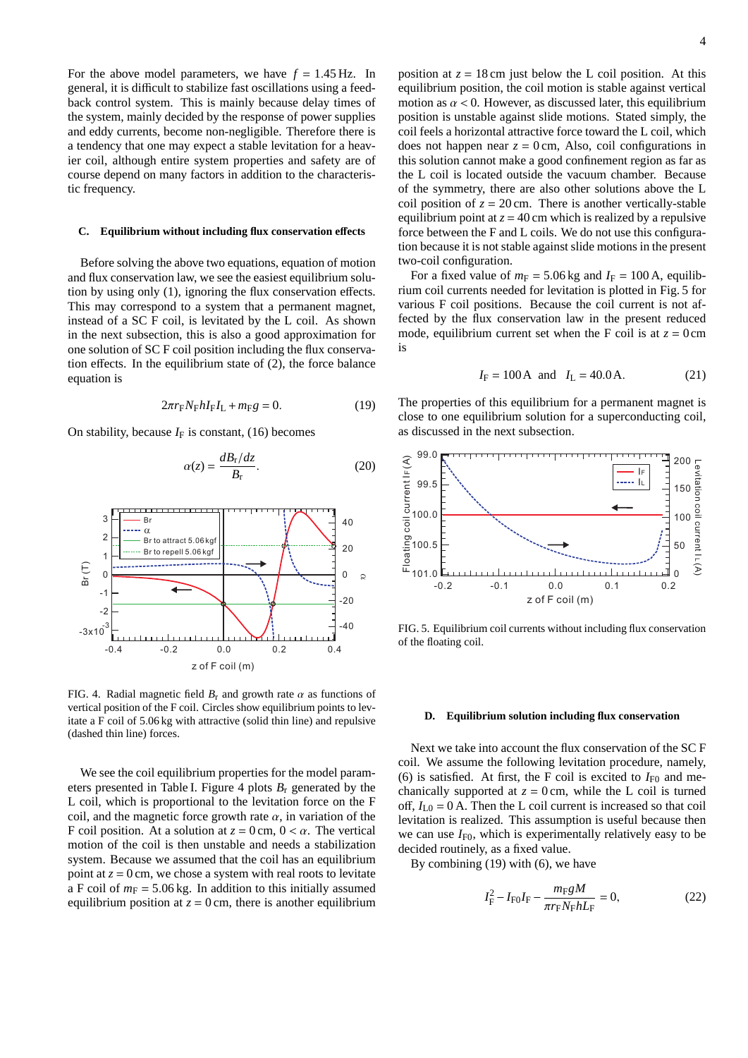For the above model parameters, we have $f = 1.45\,\text{Hz}$. In general, it is difficult to stabilize fast oscillations using a feedback control system. This is mainly because delay times of the system, mainly decided by the response of power supplies and eddy currents, become non-negligible. Therefore there is a tendency that one may expect a stable levitation for a heavier coil, although entire system properties and safety are of course depend on many factors in addition to the characteristic frequency.

### C. Equilibrium without including flux conservation effects

Before solving the above two equations, equation of motion and flux conservation law, we see the easiest equilibrium solution by using only (1), ignoring the flux conservation effects. This may correspond to a system that a permanent magnet, instead of a SC F coil, is levitated by the L coil. As shown in the next subsection, this is also a good approximation for one solution of SC F coil position including the flux conservation effects. In the equilibrium state of (2), the force balance equation is

$$2\pi r_{\text{F}} N_{\text{F}} h I_{\text{F}} I_{\text{L}} + m_{\text{F}} g = 0. \tag{19}$$

On stability, because $I_{\text{F}}$ is constant, (16) becomes

$$\alpha(z) = \frac{dB_{\text{r}}/dz}{B_{\text{r}}}. \tag{20}$$

FIG. 4. Radial magnetic field $B_{\text{r}}$ and growth rate $\alpha$ as functions of vertical position of the F coil. Circles show equilibrium points to levitate a F coil of 5.06 kg with attractive (solid thin line) and repulsive (dashed thin line) forces.

We see the coil equilibrium properties for the model parameters presented in Table I. Figure 4 plots $B_{\text{r}}$ generated by the L coil, which is proportional to the levitation force on the F coil, and the magnetic force growth rate $\alpha$, in variation of the F coil position. At a solution at $z = 0\,\text{cm}$, $0 < \alpha$. The vertical motion of the coil is then unstable and needs a stabilization system. Because we assumed that the coil has an equilibrium point at $z = 0\,\text{cm}$, we chose a system with real roots to levitate a F coil of $m_{\text{F}} = 5.06\,\text{kg}$. In addition to this initially assumed equilibrium position at $z = 0\,\text{cm}$, there is another equilibrium position at $z = 18\,\text{cm}$ just below the L coil position. At this equilibrium position, the coil motion is stable against vertical motion as $\alpha < 0$. However, as discussed later, this equilibrium position is unstable against slide motions. Stated simply, the coil feels a horizontal attractive force toward the L coil, which does not happen near $z = 0\,\text{cm}$, Also, coil configurations in this solution cannot make a good confinement region as far as the L coil is located outside the vacuum chamber. Because of the symmetry, there are also other solutions above the L coil position of $z = 20\,\text{cm}$. There is another vertically-stable equilibrium point at $z = 40\,\text{cm}$ which is realized by a repulsive force between the F and L coils. We do not use this configuration because it is not stable against slide motions in the present two-coil configuration.

For a fixed value of $m_{\text{F}} = 5.06\,\text{kg}$ and $I_{\text{F}} = 100\,\text{A}$, equilibrium coil currents needed for levitation is plotted in Fig. 5 for various F coil positions. Because the coil current is not affected by the flux conservation law in the present reduced mode, equilibrium current set when the F coil is at $z = 0\,\text{cm}$ is

$$I_{\text{F}} = 100\,\text{A} \quad \text{and} \quad I_{\text{L}} = 40.0\,\text{A}. \tag{21}$$

The properties of this equilibrium for a permanent magnet is close to one equilibrium solution for a superconducting coil, as discussed in the next subsection.

FIG. 5. Equilibrium coil currents without including flux conservation of the floating coil.

### D. Equilibrium solution including flux conservation

Next we take into account the flux conservation of the SC F coil. We assume the following levitation procedure, namely, (6) is satisfied. At first, the F coil is excited to $I_{\text{F0}}$ and mechanically supported at $z = 0\,\text{cm}$, while the L coil is turned off, $I_{\text{L0}} = 0\,\text{A}$. Then the L coil current is increased so that coil levitation is realized. This assumption is useful because then we can use $I_{\text{F0}}$, which is experimentally relatively easy to be decided routinely, as a fixed value.

By combining (19) with (6), we have

$$I_{\text{F}}^2 - I_{\text{F0}} I_{\text{F}} - \frac{m_{\text{F}} g M}{\pi r_{\text{F}} N_{\text{F}} h L_{\text{F}}} = 0, \tag{22}$$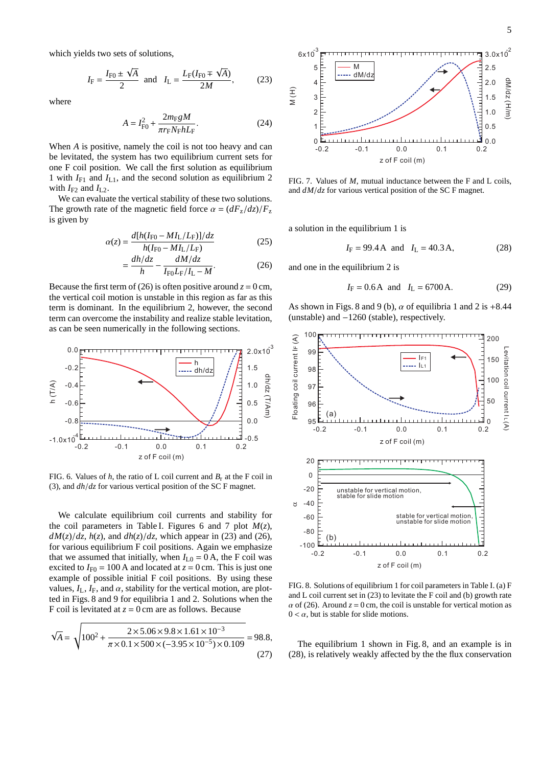which yields two sets of solutions,

$$I_F = \frac{I_{F0} \pm \sqrt{A}}{2} \quad \text{and} \quad I_L = \frac{L_F(I_{F0} \mp \sqrt{A})}{2M}, \tag{23}$$

where

$$A = I_{F0}^2 + \frac{2 m_F g M}{\pi r_F N_F h L_F}. \tag{24}$$

When $A$ is positive, namely the coil is not too heavy and can be levitated, the system has two equilibrium current sets for one F coil position. We call the first solution as equilibrium 1 with $I_{F1}$ and $I_{L1}$, and the second solution as equilibrium 2 with $I_{F2}$ and $I_{L2}$.

We can evaluate the vertical stability of these two solutions. The growth rate of the magnetic field force $\alpha = (dF_z/dz)/F_z$ is given by

$$\alpha(z) = \frac{d[h(I_{F0} - M I_L/L_F)]/dz}{h(I_{F0} - M I_L/L_F)} \tag{25}$$

$$= \frac{dh/dz}{h} - \frac{dM/dz}{I_{F0} L_F/I_L - M}. \tag{26}$$

Because the first term of (26) is often positive around $z = 0$ cm, the vertical coil motion is unstable in this region as far as this term is dominant. In the equilibrium 2, however, the second term can overcome the instability and realize stable levitation, as can be seen numerically in the following sections.

FIG. 6. Values of $h$, the ratio of L coil current and $B_r$ at the F coil in (3), and $dh/dz$ for various vertical position of the SC F magnet.

We calculate equilibrium coil currents and stability for the coil parameters in Table I. Figures 6 and 7 plot $M(z)$, $dM(z)/dz$, $h(z)$, and $dh(z)/dz$, which appear in (23) and (26), for various equilibrium F coil positions. Again we emphasize that we assumed that initially, when $I_{L0} = 0$ A, the F coil was excited to $I_{F0} = 100$ A and located at $z = 0$ cm. This is just one example of possible initial F coil positions. By using these values, $I_L$, $I_F$, and $\alpha$, stability for the vertical motion, are plotted in Figs. 8 and 9 for equilibria 1 and 2. Solutions when the F coil is levitated at $z = 0$ cm are as follows. Because

$$\sqrt{A} = \sqrt{100^2 + \frac{2 \times 5.06 \times 9.8 \times 1.61 \times 10^{-3}}{\pi \times 0.1 \times 500 \times (-3.95 \times 10^{-5}) \times 0.109}} = 98.8, \tag{27}$$

FIG. 7. Values of $M$, mutual inductance between the F and L coils, and $dM/dz$ for various vertical position of the SC F magnet.

a solution in the equilibrium 1 is

$$I_F = 99.4\,\text{A} \quad \text{and} \quad I_L = 40.3\,\text{A}, \tag{28}$$

and one in the equilibrium 2 is

$$I_F = 0.6\,\text{A} \quad \text{and} \quad I_L = 6700\,\text{A}. \tag{29}$$

As shown in Figs. 8 and 9 (b), $\alpha$ of equilibria 1 and 2 is +8.44 (unstable) and −1260 (stable), respectively.

FIG. 8. Solutions of equilibrium 1 for coil parameters in Table I. (a) F and L coil current set in (23) to levitate the F coil and (b) growth rate $\alpha$ of (26). Around $z = 0$ cm, the coil is unstable for vertical motion as $0 < \alpha$, but is stable for slide motions.

The equilibrium 1 shown in Fig. 8, and an example is in (28), is relatively weakly affected by the the flux conservation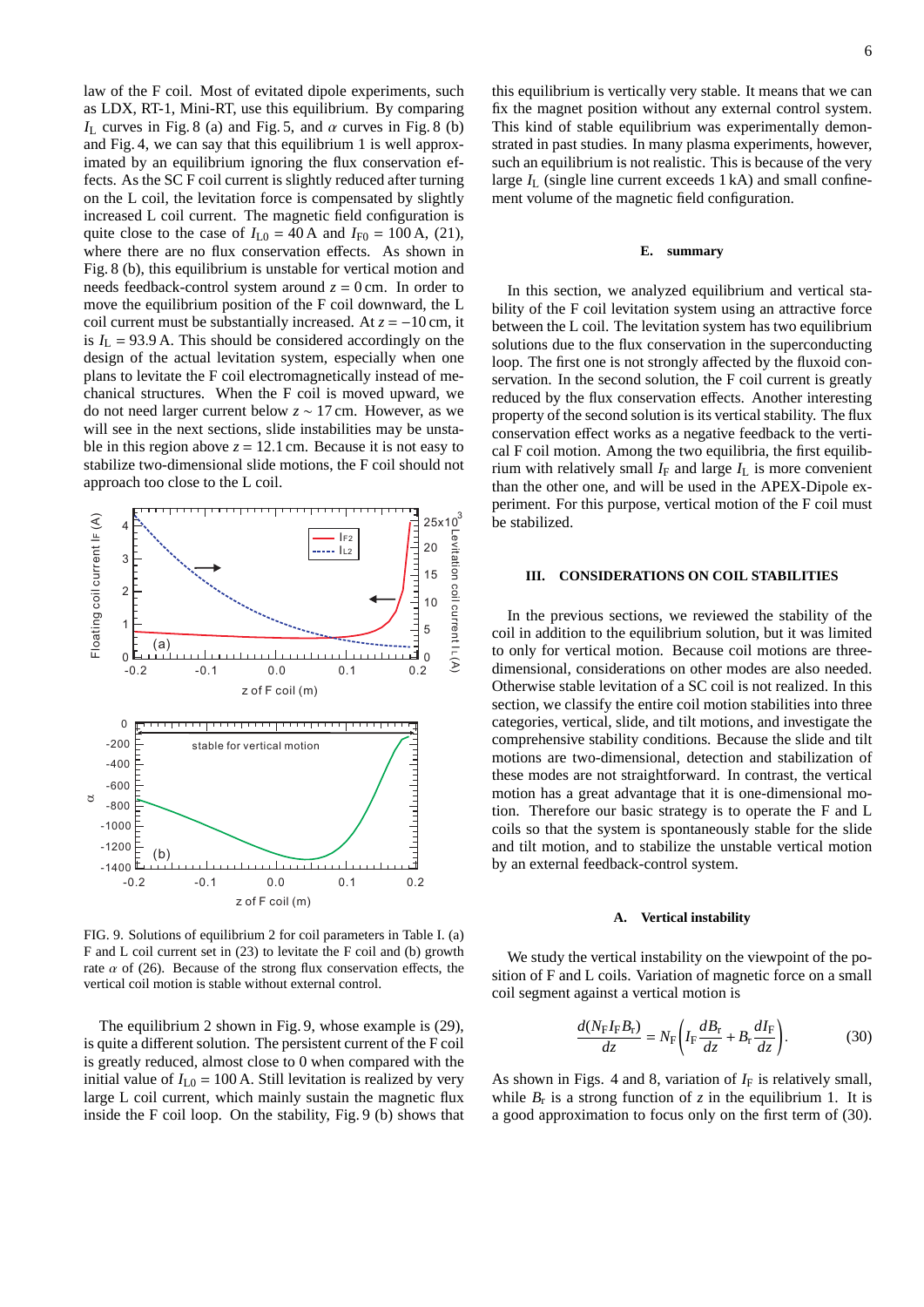law of the F coil. Most of evitated dipole experiments, such as LDX, RT-1, Mini-RT, use this equilibrium. By comparing $I_L$ curves in Fig. 8 (a) and Fig. 5, and $\alpha$ curves in Fig. 8 (b) and Fig. 4, we can say that this equilibrium 1 is well approximated by an equilibrium ignoring the flux conservation effects. As the SC F coil current is slightly reduced after turning on the L coil, the levitation force is compensated by slightly increased L coil current. The magnetic field configuration is quite close to the case of $I_{L0} = 40$ A and $I_{F0} = 100$ A, (21), where there are no flux conservation effects. As shown in Fig. 8 (b), this equilibrium is unstable for vertical motion and needs feedback-control system around $z = 0$ cm. In order to move the equilibrium position of the F coil downward, the L coil current must be substantially increased. At $z = -10$ cm, it is $I_L = 93.9$ A. This should be considered accordingly on the design of the actual levitation system, especially when one plans to levitate the F coil electromagnetically instead of mechanical structures. When the F coil is moved upward, we do not need larger current below $z \sim 17$ cm. However, as we will see in the next sections, slide instabilities may be unstable in this region above $z = 12.1$ cm. Because it is not easy to stabilize two-dimensional slide motions, the F coil should not approach too close to the L coil.

FIG. 9. Solutions of equilibrium 2 for coil parameters in Table I. (a) F and L coil current set in (23) to levitate the F coil and (b) growth rate $\alpha$ of (26). Because of the strong flux conservation effects, the vertical coil motion is stable without external control.

The equilibrium 2 shown in Fig. 9, whose example is (29), is quite a different solution. The persistent current of the F coil is greatly reduced, almost close to 0 when compared with the initial value of $I_{L0} = 100$ A. Still levitation is realized by very large L coil current, which mainly sustain the magnetic flux inside the F coil loop. On the stability, Fig. 9 (b) shows that this equilibrium is vertically very stable. It means that we can fix the magnet position without any external control system. This kind of stable equilibrium was experimentally demonstrated in past studies. In many plasma experiments, however, such an equilibrium is not realistic. This is because of the very large $I_L$ (single line current exceeds 1 kA) and small confinement volume of the magnetic field configuration.

### E. summary

In this section, we analyzed equilibrium and vertical stability of the F coil levitation system using an attractive force between the L coil. The levitation system has two equilibrium solutions due to the flux conservation in the superconducting loop. The first one is not strongly affected by the fluxoid conservation. In the second solution, the F coil current is greatly reduced by the flux conservation effects. Another interesting property of the second solution is its vertical stability. The flux conservation effect works as a negative feedback to the vertical F coil motion. Among the two equilibria, the first equilibrium with relatively small $I_F$ and large $I_L$ is more convenient than the other one, and will be used in the APEX-Dipole experiment. For this purpose, vertical motion of the F coil must be stabilized.

## III. CONSIDERATIONS ON COIL STABILITIES

In the previous sections, we reviewed the stability of the coil in addition to the equilibrium solution, but it was limited to only for vertical motion. Because coil motions are three-dimensional, considerations on other modes are also needed. Otherwise stable levitation of a SC coil is not realized. In this section, we classify the entire coil motion stabilities into three categories, vertical, slide, and tilt motions, and investigate the comprehensive stability conditions. Because the slide and tilt motions are two-dimensional, detection and stabilization of these modes are not straightforward. In contrast, the vertical motion has a great advantage that it is one-dimensional motion. Therefore our basic strategy is to operate the F and L coils so that the system is spontaneously stable for the slide and tilt motion, and to stabilize the unstable vertical motion by an external feedback-control system.

### A. Vertical instability

We study the vertical instability on the viewpoint of the position of F and L coils. Variation of magnetic force on a small coil segment against a vertical motion is

$$\frac{d(N_F I_F B_r)}{dz} = N_F\left(I_F\frac{dB_r}{dz} + B_r\frac{dI_F}{dz}\right). \tag{30}$$

As shown in Figs. 4 and 8, variation of $I_F$ is relatively small, while $B_r$ is a strong function of $z$ in the equilibrium 1. It is a good approximation to focus only on the first term of (30).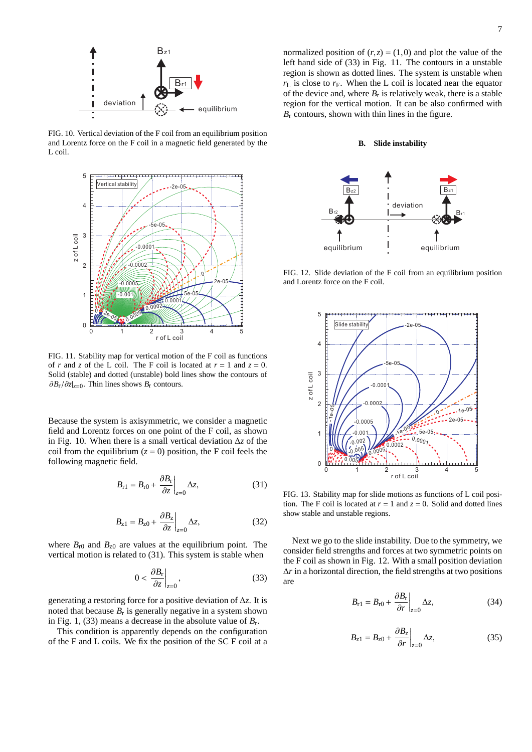FIG. 10. Vertical deviation of the F coil from an equilibrium position and Lorentz force on the F coil in a magnetic field generated by the L coil.

FIG. 11. Stability map for vertical motion of the F coil as functions of $r$ and $z$ of the L coil. The F coil is located at $r = 1$ and $z = 0$. Solid (stable) and dotted (unstable) bold lines show the contours of $\partial B_r/\partial z|_{z=0}$. Thin lines shows $B_r$ contours.

Because the system is axisymmetric, we consider a magnetic field and Lorentz forces on one point of the F coil, as shown in Fig. 10. When there is a small vertical deviation $\Delta z$ of the coil from the equilibrium ($z = 0$) position, the F coil feels the following magnetic field.

$$B_{r1} = B_{r0} + \left.\frac{\partial B_r}{\partial z}\right|_{z=0} \Delta z, \tag{31}$$

$$B_{z1} = B_{z0} + \left.\frac{\partial B_z}{\partial z}\right|_{z=0} \Delta z, \tag{32}$$

where $B_{r0}$ and $B_{z0}$ are values at the equilibrium point. The vertical motion is related to (31). This system is stable when

$$0 < \left.\frac{\partial B_r}{\partial z}\right|_{z=0}, \tag{33}$$

generating a restoring force for a positive deviation of $\Delta z$. It is noted that because $B_r$ is generally negative in a system shown in Fig. 1, (33) means a decrease in the absolute value of $B_r$.

This condition is apparently depends on the configuration of the F and L coils. We fix the position of the SC F coil at a normalized position of $(r, z) = (1, 0)$ and plot the value of the left hand side of (33) in Fig. 11. The contours in a unstable region is shown as dotted lines. The system is unstable when $r_L$ is close to $r_F$. When the L coil is located near the equator of the device and, where $B_r$ is relatively weak, there is a stable region for the vertical motion. It can be also confirmed with $B_r$ contours, shown with thin lines in the figure.

### B. Slide instability

FIG. 12. Slide deviation of the F coil from an equilibrium position and Lorentz force on the F coil.

FIG. 13. Stability map for slide motions as functions of L coil position. The F coil is located at $r = 1$ and $z = 0$. Solid and dotted lines show stable and unstable regions.

Next we go to the slide instability. Due to the symmetry, we consider field strengths and forces at two symmetric points on the F coil as shown in Fig. 12. With a small position deviation $\Delta r$ in a horizontal direction, the field strengths at two positions are

$$B_{r1} = B_{r0} + \left.\frac{\partial B_r}{\partial r}\right|_{z=0} \Delta z, \tag{34}$$

$$B_{z1} = B_{z0} + \left.\frac{\partial B_z}{\partial r}\right|_{z=0} \Delta z, \tag{35}$$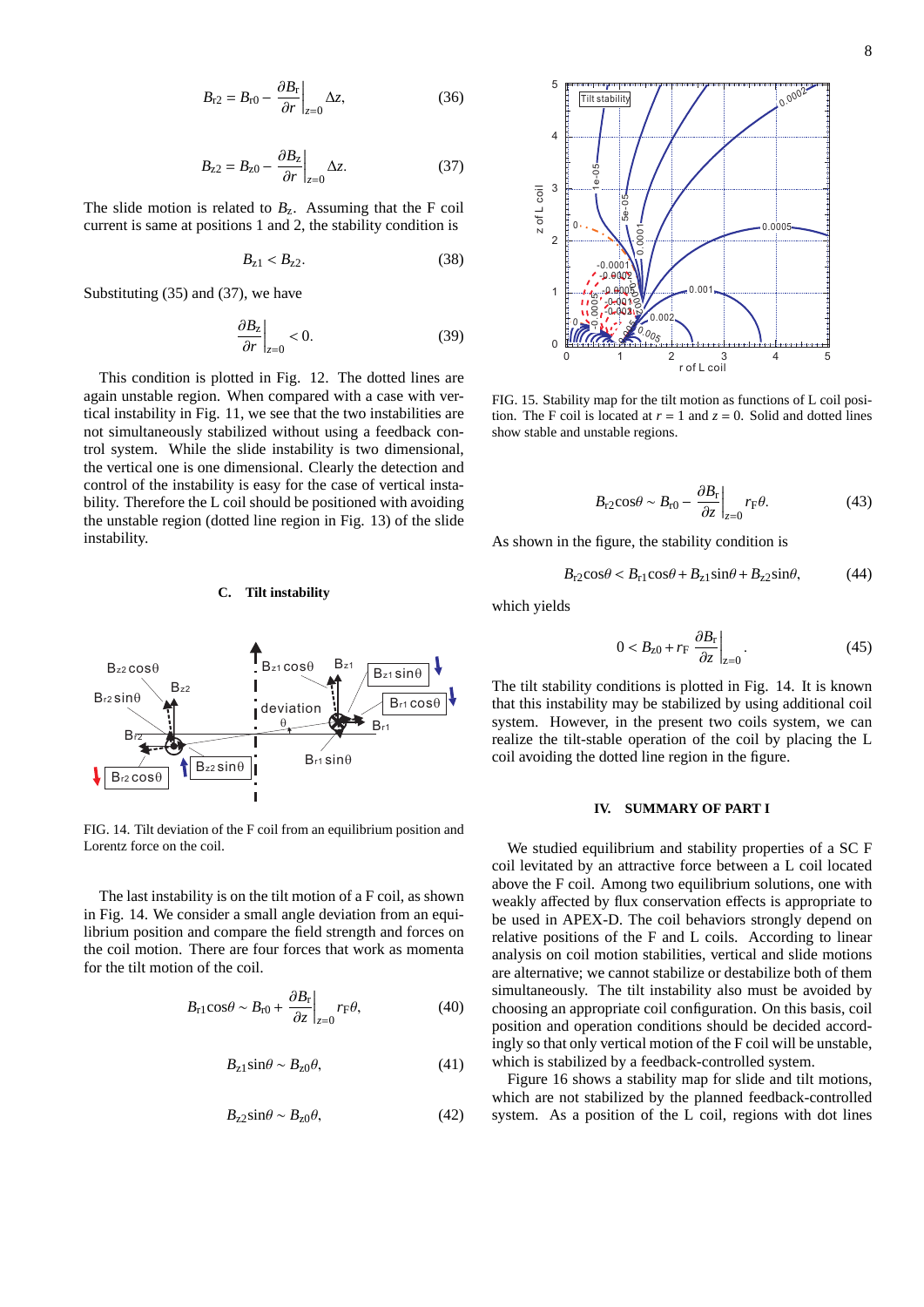$$B_{r2} = B_{r0} - \left.\frac{\partial B_r}{\partial r}\right|_{z=0} \Delta z, \tag{36}$$

$$B_{z2} = B_{z0} - \left.\frac{\partial B_z}{\partial r}\right|_{z=0} \Delta z. \tag{37}$$

The slide motion is related to $B_z$. Assuming that the F coil current is same at positions 1 and 2, the stability condition is

$$B_{z1} < B_{z2}. \tag{38}$$

Substituting (35) and (37), we have

$$\left.\frac{\partial B_z}{\partial r}\right|_{z=0} < 0. \tag{39}$$

This condition is plotted in Fig. 12. The dotted lines are again unstable region. When compared with a case with vertical instability in Fig. 11, we see that the two instabilities are not simultaneously stabilized without using a feedback control system. While the slide instability is two dimensional, the vertical one is one dimensional. Clearly the detection and control of the instability is easy for the case of vertical instability. Therefore the L coil should be positioned with avoiding the unstable region (dotted line region in Fig. 13) of the slide instability.

### C. Tilt instability

FIG. 14. Tilt deviation of the F coil from an equilibrium position and Lorentz force on the coil.

The last instability is on the tilt motion of a F coil, as shown in Fig. 14. We consider a small angle deviation from an equilibrium position and compare the field strength and forces on the coil motion. There are four forces that work as momenta for the tilt motion of the coil.

$$B_{r1}\cos\theta \sim B_{r0} + \left.\frac{\partial B_r}{\partial z}\right|_{z=0} r_F \theta, \tag{40}$$

$$B_{z1}\sin\theta \sim B_{z0}\theta, \tag{41}$$

$$B_{z2}\sin\theta \sim B_{z0}\theta, \tag{42}$$

FIG. 15. Stability map for the tilt motion as functions of L coil position. The F coil is located at $r = 1$ and $z = 0$. Solid and dotted lines show stable and unstable regions.

$$B_{r2}\cos\theta \sim B_{r0} - \left.\frac{\partial B_r}{\partial z}\right|_{z=0} r_F \theta. \tag{43}$$

As shown in the figure, the stability condition is

$$B_{r2}\cos\theta < B_{r1}\cos\theta + B_{z1}\sin\theta + B_{z2}\sin\theta, \tag{44}$$

which yields

$$0 < B_{z0} + r_F \left.\frac{\partial B_r}{\partial z}\right|_{z=0}. \tag{45}$$

The tilt stability conditions is plotted in Fig. 14. It is known that this instability may be stabilized by using additional coil system. However, in the present two coils system, we can realize the tilt-stable operation of the coil by placing the L coil avoiding the dotted line region in the figure.

## IV. SUMMARY OF PART I

We studied equilibrium and stability properties of a SC F coil levitated by an attractive force between a L coil located above the F coil. Among two equilibrium solutions, one with weakly affected by flux conservation effects is appropriate to be used in APEX-D. The coil behaviors strongly depend on relative positions of the F and L coils. According to linear analysis on coil motion stabilities, vertical and slide motions are alternative; we cannot stabilize or destabilize both of them simultaneously. The tilt instability also must be avoided by choosing an appropriate coil configuration. On this basis, coil position and operation conditions should be decided accordingly so that only vertical motion of the F coil will be unstable, which is stabilized by a feedback-controlled system.

Figure 16 shows a stability map for slide and tilt motions, which are not stabilized by the planned feedback-controlled system. As a position of the L coil, regions with dot lines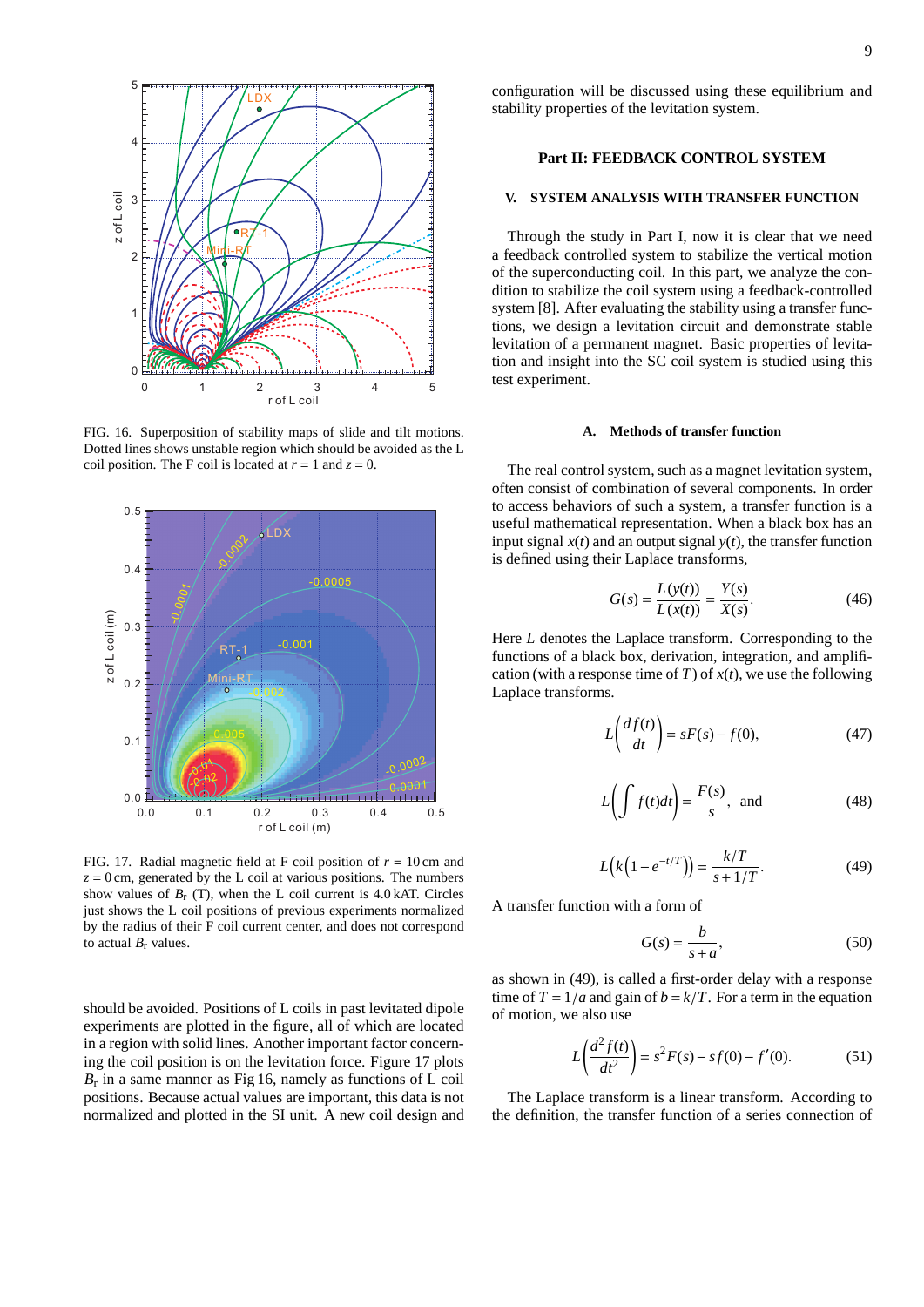FIG. 16. Superposition of stability maps of slide and tilt motions. Dotted lines shows unstable region which should be avoided as the L coil position. The F coil is located at $r = 1$ and $z = 0$.

FIG. 17. Radial magnetic field at F coil position of $r = 10$ cm and $z = 0$ cm, generated by the L coil at various positions. The numbers show values of $B_r$ (T), when the L coil current is 4.0 kAT. Circles just shows the L coil positions of previous experiments normalized by the radius of their F coil current center, and does not correspond to actual $B_r$ values.

should be avoided. Positions of L coils in past levitated dipole experiments are plotted in the figure, all of which are located in a region with solid lines. Another important factor concerning the coil position is on the levitation force. Figure 17 plots $B_r$ in a same manner as Fig 16, namely as functions of L coil positions. Because actual values are important, this data is not normalized and plotted in the SI unit. A new coil design and configuration will be discussed using these equilibrium and stability properties of the levitation system.

## Part II: FEEDBACK CONTROL SYSTEM

### V. SYSTEM ANALYSIS WITH TRANSFER FUNCTION

Through the study in Part I, now it is clear that we need a feedback controlled system to stabilize the vertical motion of the superconducting coil. In this part, we analyze the condition to stabilize the coil system using a feedback-controlled system [8]. After evaluating the stability using a transfer functions, we design a levitation circuit and demonstrate stable levitation of a permanent magnet. Basic properties of levitation and insight into the SC coil system is studied using this test experiment.

#### A. Methods of transfer function

The real control system, such as a magnet levitation system, often consist of combination of several components. In order to access behaviors of such a system, a transfer function is a useful mathematical representation. When a black box has an input signal $x(t)$ and an output signal $y(t)$, the transfer function is defined using their Laplace transforms,

$$G(s) = \frac{L(y(t))}{L(x(t))} = \frac{Y(s)}{X(s)}. \tag{46}$$

Here $L$ denotes the Laplace transform. Corresponding to the functions of a black box, derivation, integration, and amplification (with a response time of $T$) of $x(t)$, we use the following Laplace transforms.

$$L\left(\frac{df(t)}{dt}\right) = sF(s) - f(0), \tag{47}$$

$$L\left(\int f(t)dt\right) = \frac{F(s)}{s}, \text{ and} \tag{48}$$

$$L\left(k\left(1 - e^{-t/T}\right)\right) = \frac{k/T}{s + 1/T}. \tag{49}$$

A transfer function with a form of

$$G(s) = \frac{b}{s + a}, \tag{50}$$

as shown in (49), is called a first-order delay with a response time of $T = 1/a$ and gain of $b = k/T$. For a term in the equation of motion, we also use

$$L\left(\frac{d^2 f(t)}{dt^2}\right) = s^2 F(s) - sf(0) - f'(0). \tag{51}$$

The Laplace transform is a linear transform. According to the definition, the transfer function of a series connection of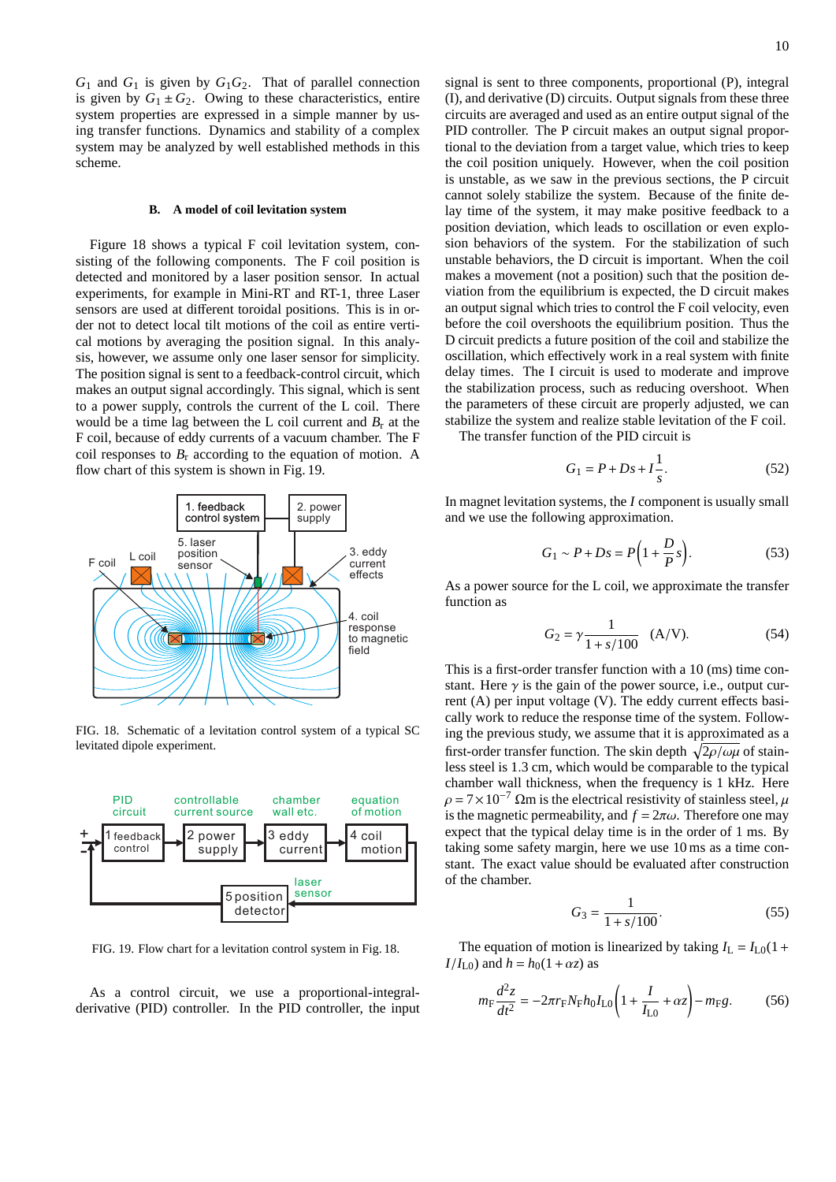$G_1$ and $G_1$ is given by $G_1G_2$. That of parallel connection is given by $G_1 \pm G_2$. Owing to these characteristics, entire system properties are expressed in a simple manner by using transfer functions. Dynamics and stability of a complex system may be analyzed by well established methods in this scheme.

### B. A model of coil levitation system

Figure 18 shows a typical F coil levitation system, consisting of the following components. The F coil position is detected and monitored by a laser position sensor. In actual experiments, for example in Mini-RT and RT-1, three Laser sensors are used at different toroidal positions. This is in order not to detect local tilt motions of the coil as entire vertical motions by averaging the position signal. In this analysis, however, we assume only one laser sensor for simplicity. The position signal is sent to a feedback-control circuit, which makes an output signal accordingly. This signal, which is sent to a power supply, controls the current of the L coil. There would be a time lag between the L coil current and $B_r$ at the F coil, because of eddy currents of a vacuum chamber. The F coil responses to $B_r$ according to the equation of motion. A flow chart of this system is shown in Fig. 19.

FIG. 18. Schematic of a levitation control system of a typical SC levitated dipole experiment.

FIG. 19. Flow chart for a levitation control system in Fig. 18.

As a control circuit, we use a proportional-integral-derivative (PID) controller. In the PID controller, the input signal is sent to three components, proportional (P), integral (I), and derivative (D) circuits. Output signals from these three circuits are averaged and used as an entire output signal of the PID controller. The P circuit makes an output signal proportional to the deviation from a target value, which tries to keep the coil position uniquely. However, when the coil position is unstable, as we saw in the previous sections, the P circuit cannot solely stabilize the system. Because of the finite delay time of the system, it may make positive feedback to a position deviation, which leads to oscillation or even explosion behaviors of the system. For the stabilization of such unstable behaviors, the D circuit is important. When the coil makes a movement (not a position) such that the position deviation from the equilibrium is expected, the D circuit makes an output signal which tries to control the F coil velocity, even before the coil overshoots the equilibrium position. Thus the D circuit predicts a future position of the coil and stabilize the oscillation, which effectively work in a real system with finite delay times. The I circuit is used to moderate and improve the stabilization process, such as reducing overshoot. When the parameters of these circuit are properly adjusted, we can stabilize the system and realize stable levitation of the F coil.

The transfer function of the PID circuit is

$$G_1 = P + Ds + I\frac{1}{s}. \tag{52}$$

In magnet levitation systems, the $I$ component is usually small and we use the following approximation.

$$G_1 \sim P + Ds = P\left(1 + \frac{D}{P}s\right). \tag{53}$$

As a power source for the L coil, we approximate the transfer function as

$$G_2 = \gamma\frac{1}{1+s/100} \quad \text{(A/V)}. \tag{54}$$

This is a first-order transfer function with a 10 (ms) time constant. Here $\gamma$ is the gain of the power source, i.e., output current (A) per input voltage (V). The eddy current effects basically work to reduce the response time of the system. Following the previous study, we assume that it is approximated as a first-order transfer function. The skin depth $\sqrt{2\rho/\omega\mu}$ of stainless steel is 1.3 cm, which would be comparable to the typical chamber wall thickness, when the frequency is 1 kHz. Here $\rho = 7\times10^{-7}$ $\Omega$m is the electrical resistivity of stainless steel, $\mu$ is the magnetic permeability, and $f = 2\pi\omega$. Therefore one may expect that the typical delay time is in the order of 1 ms. By taking some safety margin, here we use 10 ms as a time constant. The exact value should be evaluated after construction of the chamber.

$$G_3 = \frac{1}{1+s/100}. \tag{55}$$

The equation of motion is linearized by taking $I_L = I_{L0}(1 + I/I_{L0})$ and $h = h_0(1+\alpha z)$ as

$$m_F\frac{d^2z}{dt^2} = -2\pi r_F N_F h_0 I_{L0}\left(1 + \frac{I}{I_{L0}} + \alpha z\right) - m_F g. \tag{56}$$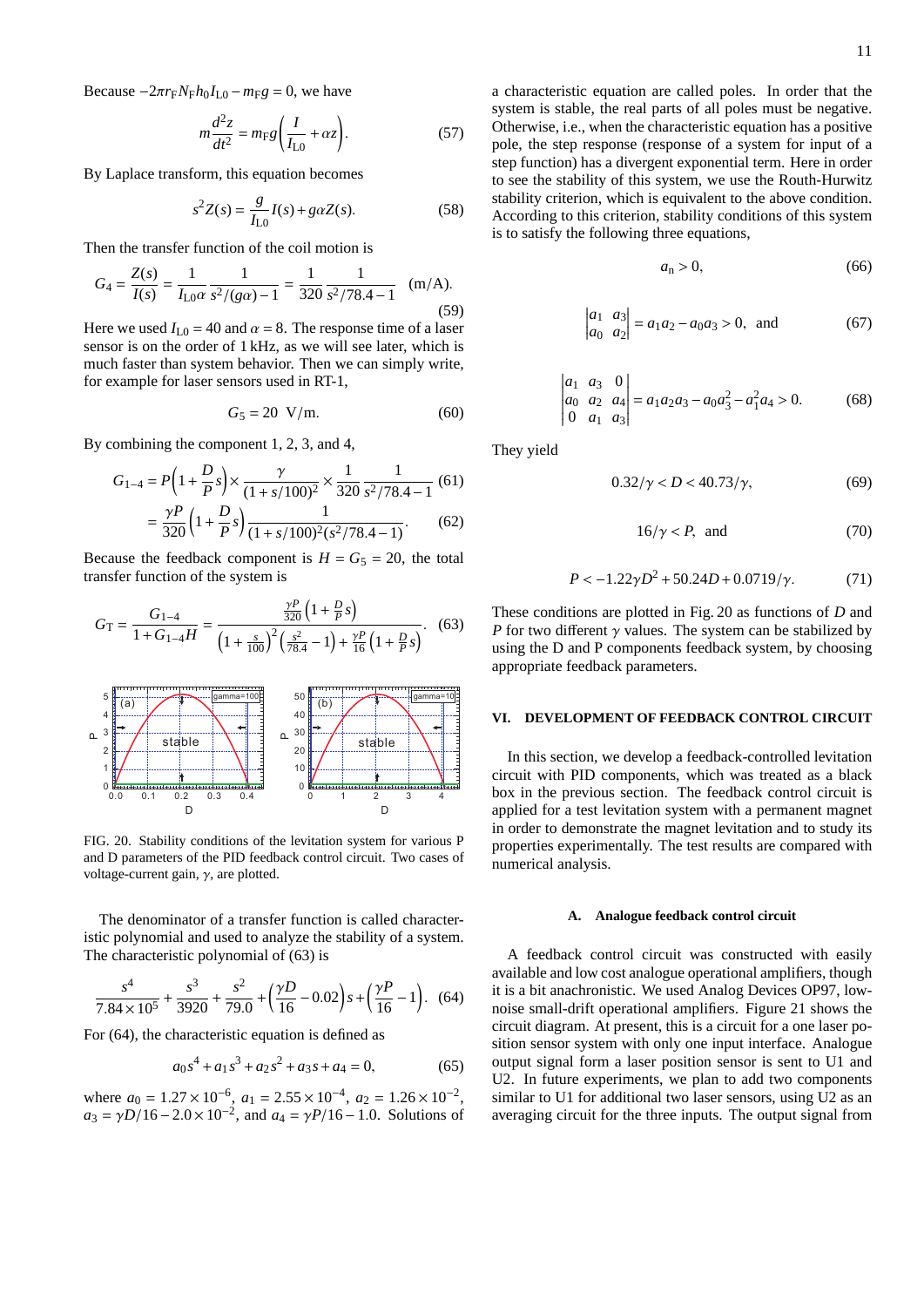Because $-2\pi r_F N_F h_0 I_{L0} - m_F g = 0$, we have

$$m\frac{d^2 z}{dt^2} = m_F g\left(\frac{I}{I_{L0}} + \alpha z\right). \tag{57}$$

By Laplace transform, this equation becomes

$$s^2 Z(s) = \frac{g}{I_{L0}} I(s) + g\alpha Z(s). \tag{58}$$

Then the transfer function of the coil motion is

$$G_4 = \frac{Z(s)}{I(s)} = \frac{1}{I_{L0}\alpha}\frac{1}{s^2/(g\alpha)-1} = \frac{1}{320}\frac{1}{s^2/78.4-1} \quad \text{(m/A)}. \tag{59}$$

Here we used $I_{L0} = 40$ and $\alpha = 8$. The response time of a laser sensor is on the order of 1 kHz, as we will see later, which is much faster than system behavior. Then we can simply write, for example for laser sensors used in RT-1,

$$G_5 = 20 \ \text{V/m}. \tag{60}$$

By combining the component 1, 2, 3, and 4,

$$G_{1-4} = P\left(1+\frac{D}{P}s\right)\times\frac{\gamma}{(1+s/100)^2}\times\frac{1}{320}\frac{1}{s^2/78.4-1} \tag{61}$$

$$= \frac{\gamma P}{320}\left(1+\frac{D}{P}s\right)\frac{1}{(1+s/100)^2(s^2/78.4-1)}. \tag{62}$$

Because the feedback component is $H = G_5 = 20$, the total transfer function of the system is

$$G_T = \frac{G_{1-4}}{1+G_{1-4}H} = \frac{\frac{\gamma P}{320}\left(1+\frac{D}{P}s\right)}{\left(1+\frac{s}{100}\right)^2\left(\frac{s^2}{78.4}-1\right)+\frac{\gamma P}{16}\left(1+\frac{D}{P}s\right)}. \tag{63}$$

FIG. 20. Stability conditions of the levitation system for various P and D parameters of the PID feedback control circuit. Two cases of voltage-current gain, $\gamma$, are plotted.

The denominator of a transfer function is called characteristic polynomial and used to analyze the stability of a system. The characteristic polynomial of (63) is

$$\frac{s^4}{7.84\times10^5}+\frac{s^3}{3920}+\frac{s^2}{79.0}+\left(\frac{\gamma D}{16}-0.02\right)s+\left(\frac{\gamma P}{16}-1\right). \tag{64}$$

For (64), the characteristic equation is defined as

$$a_0 s^4 + a_1 s^3 + a_2 s^2 + a_3 s + a_4 = 0, \tag{65}$$

where $a_0 = 1.27\times10^{-6}$, $a_1 = 2.55\times10^{-4}$, $a_2 = 1.26\times10^{-2}$, $a_3 = \gamma D/16 - 2.0\times10^{-2}$, and $a_4 = \gamma P/16 - 1.0$. Solutions of a characteristic equation are called poles. In order that the system is stable, the real parts of all poles must be negative. Otherwise, i.e., when the characteristic equation has a positive pole, the step response (response of a system for input of a step function) has a divergent exponential term. Here in order to see the stability of this system, we use the Routh-Hurwitz stability criterion, which is equivalent to the above condition. According to this criterion, stability conditions of this system is to satisfy the following three equations,

$$a_n > 0, \tag{66}$$

$$\begin{vmatrix} a_1 & a_3 \\ a_0 & a_2 \end{vmatrix} = a_1 a_2 - a_0 a_3 > 0, \ \text{and} \tag{67}$$

$$\begin{vmatrix} a_1 & a_3 & 0 \\ a_0 & a_2 & a_4 \\ 0 & a_1 & a_3 \end{vmatrix} = a_1 a_2 a_3 - a_0 a_3^2 - a_1^2 a_4 > 0. \tag{68}$$

They yield

$$0.32/\gamma < D < 40.73/\gamma, \tag{69}$$

$$16/\gamma < P, \ \text{and} \tag{70}$$

$$P < -1.22\gamma D^2 + 50.24D + 0.0719/\gamma. \tag{71}$$

These conditions are plotted in Fig. 20 as functions of $D$ and $P$ for two different $\gamma$ values. The system can be stabilized by using the D and P components feedback system, by choosing appropriate feedback parameters.

## VI. DEVELOPMENT OF FEEDBACK CONTROL CIRCUIT

In this section, we develop a feedback-controlled levitation circuit with PID components, which was treated as a black box in the previous section. The feedback control circuit is applied for a test levitation system with a permanent magnet in order to demonstrate the magnet levitation and to study its properties experimentally. The test results are compared with numerical analysis.

### A. Analogue feedback control circuit

A feedback control circuit was constructed with easily available and low cost analogue operational amplifiers, though it is a bit anachronistic. We used Analog Devices OP97, low-noise small-drift operational amplifiers. Figure 21 shows the circuit diagram. At present, this is a circuit for a one laser position sensor system with only one input interface. Analogue output signal form a laser position sensor is sent to U1 and U2. In future experiments, we plan to add two components similar to U1 for additional two laser sensors, using U2 as an averaging circuit for the three inputs. The output signal from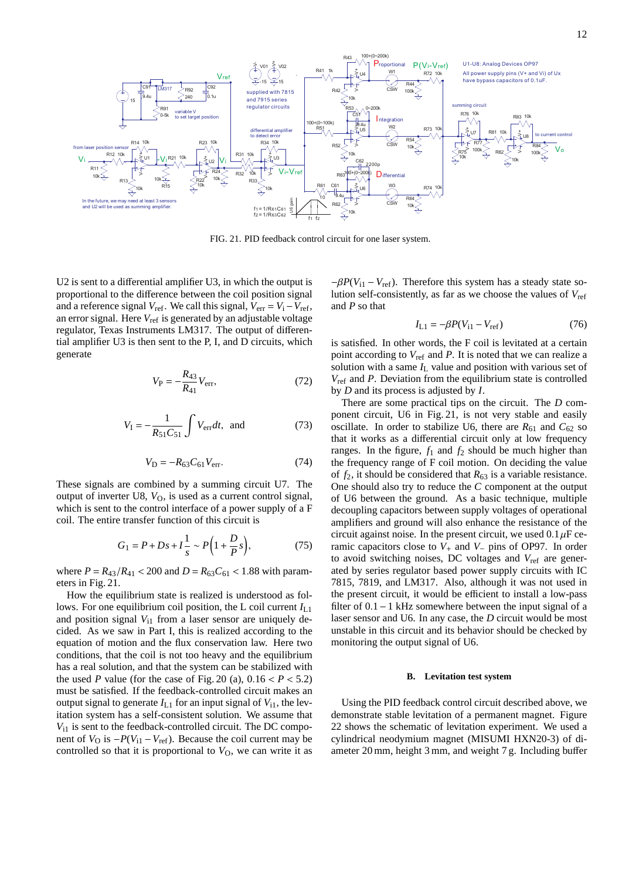FIG. 21. PID feedback control circuit for one laser system.

U2 is sent to a differential amplifier U3, in which the output is proportional to the difference between the coil position signal and a reference signal $V_{\rm ref}$. We call this signal, $V_{\rm err} = V_{\rm i} - V_{\rm ref}$, an error signal. Here $V_{\rm ref}$ is generated by an adjustable voltage regulator, Texas Instruments LM317. The output of differential amplifier U3 is then sent to the P, I, and D circuits, which generate

$$V_{\rm P} = -\frac{R_{43}}{R_{41}} V_{\rm err}, \tag{72}$$

$$V_{\rm I} = -\frac{1}{R_{51}C_{51}} \int V_{\rm err} dt, \quad \text{and} \tag{73}$$

$$V_{\rm D} = -R_{63}C_{61} V_{\rm err}. \tag{74}$$

These signals are combined by a summing circuit U7. The output of inverter U8, $V_{\rm O}$, is used as a current control signal, which is sent to the control interface of a power supply of a F coil. The entire transfer function of this circuit is

$$G_1 = P + Ds + I\frac{1}{s} \sim P\left(1 + \frac{D}{P}s\right), \tag{75}$$

where $P = R_{43}/R_{41} < 200$ and $D = R_{63}C_{61} < 1.88$ with parameters in Fig. 21.

How the equilibrium state is realized is understood as follows. For one equilibrium coil position, the L coil current $I_{\rm L1}$ and position signal $V_{\rm i1}$ from a laser sensor are uniquely decided. As we saw in Part I, this is realized according to the equation of motion and the flux conservation law. Here two conditions, that the coil is not too heavy and the equilibrium has a real solution, and that the system can be stabilized with the used $P$ value (for the case of Fig. 20 (a), $0.16 < P < 5.2$) must be satisfied. If the feedback-controlled circuit makes an output signal to generate $I_{\rm L1}$ for an input signal of $V_{\rm i1}$, the levitation system has a self-consistent solution. We assume that $V_{\rm i1}$ is sent to the feedback-controlled circuit. The DC component of $V_{\rm O}$ is $-P(V_{\rm i1} - V_{\rm ref})$. Because the coil current may be controlled so that it is proportional to $V_{\rm O}$, we can write it as $-\beta P(V_{\rm i1} - V_{\rm ref})$. Therefore this system has a steady state solution self-consistently, as far as we choose the values of $V_{\rm ref}$ and $P$ so that

$$I_{\rm L1} = -\beta P(V_{\rm i1} - V_{\rm ref}) \tag{76}$$

is satisfied. In other words, the F coil is levitated at a certain point according to $V_{\rm ref}$ and $P$. It is noted that we can realize a solution with a same $I_{\rm L}$ value and position with various set of $V_{\rm ref}$ and $P$. Deviation from the equilibrium state is controlled by $D$ and its process is adjusted by $I$.

There are some practical tips on the circuit. The $D$ component circuit, U6 in Fig. 21, is not very stable and easily oscillate. In order to stabilize U6, there are $R_{61}$ and $C_{62}$ so that it works as a differential circuit only at low frequency ranges. In the figure, $f_1$ and $f_2$ should be much higher than the frequency range of F coil motion. On deciding the value of $f_2$, it should be considered that $R_{63}$ is a variable resistance. One should also try to reduce the $C$ component at the output of U6 between the ground. As a basic technique, multiple decoupling capacitors between supply voltages of operational amplifiers and ground will also enhance the resistance of the circuit against noise. In the present circuit, we used $0.1\,\mu$F ceramic capacitors close to $V_+$ and $V_-$ pins of OP97. In order to avoid switching noises, DC voltages and $V_{\rm ref}$ are generated by series regulator based power supply circuits with IC 7815, 7819, and LM317. Also, although it was not used in the present circuit, it would be efficient to install a low-pass filter of $0.1 - 1$ kHz somewhere between the input signal of a laser sensor and U6. In any case, the $D$ circuit would be most unstable in this circuit and its behavior should be checked by monitoring the output signal of U6.

### B. Levitation test system

Using the PID feedback control circuit described above, we demonstrate stable levitation of a permanent magnet. Figure 22 shows the schematic of levitation experiment. We used a cylindrical neodymium magnet (MISUMI HXN20-3) of diameter 20 mm, height 3 mm, and weight 7 g. Including buffer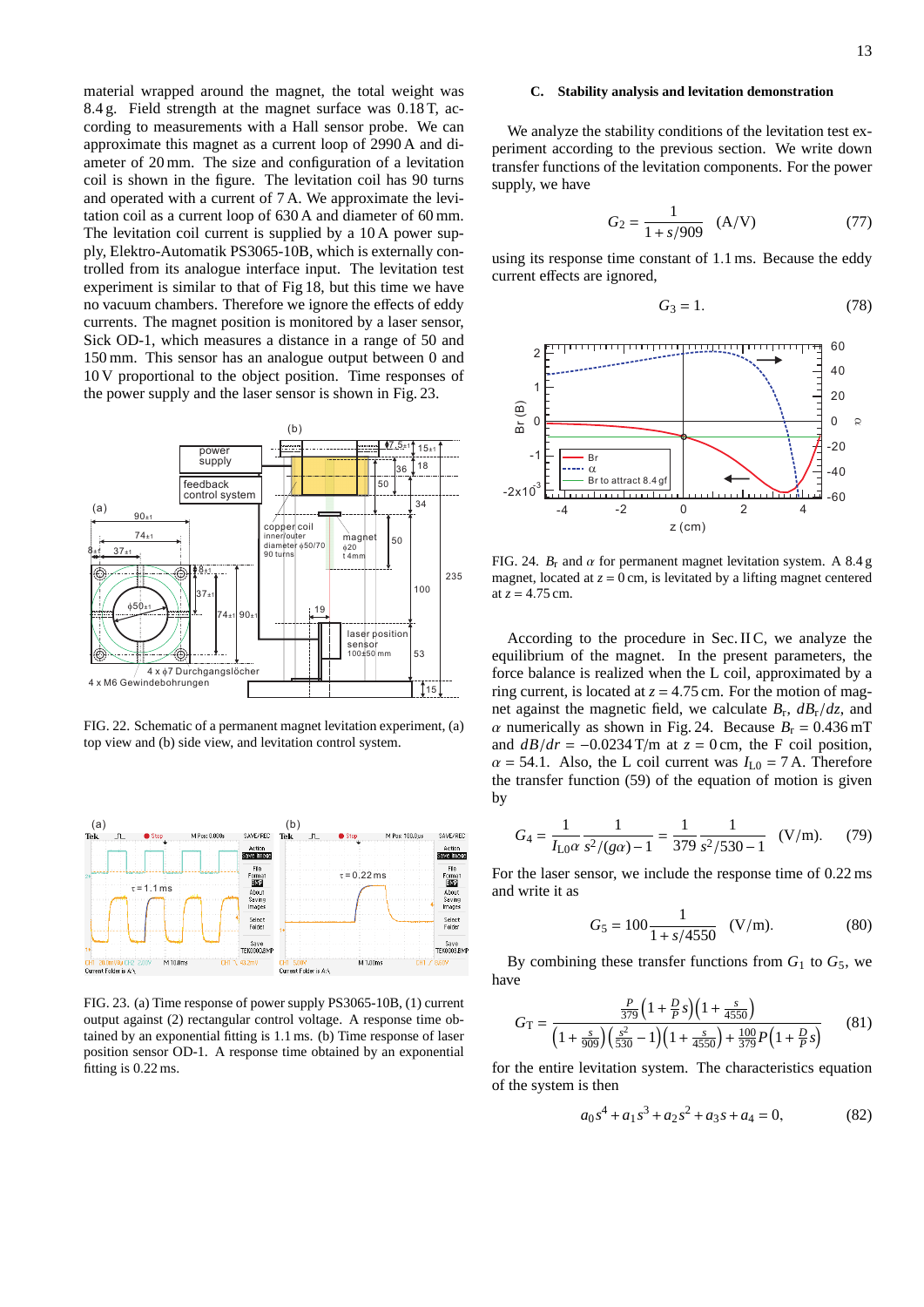material wrapped around the magnet, the total weight was 8.4 g. Field strength at the magnet surface was 0.18 T, according to measurements with a Hall sensor probe. We can approximate this magnet as a current loop of 2990 A and diameter of 20 mm. The size and configuration of a levitation coil is shown in the figure. The levitation coil has 90 turns and operated with a current of 7 A. We approximate the levitation coil as a current loop of 630 A and diameter of 60 mm. The levitation coil current is supplied by a 10 A power supply, Elektro-Automatik PS3065-10B, which is externally controlled from its analogue interface input. The levitation test experiment is similar to that of Fig 18, but this time we have no vacuum chambers. Therefore we ignore the effects of eddy currents. The magnet position is monitored by a laser sensor, Sick OD-1, which measures a distance in a range of 50 and 150 mm. This sensor has an analogue output between 0 and 10 V proportional to the object position. Time responses of the power supply and the laser sensor is shown in Fig. 23.

FIG. 22. Schematic of a permanent magnet levitation experiment, (a) top view and (b) side view, and levitation control system.

FIG. 23. (a) Time response of power supply PS3065-10B, (1) current output against (2) rectangular control voltage. A response time obtained by an exponential fitting is 1.1 ms. (b) Time response of laser position sensor OD-1. A response time obtained by an exponential fitting is 0.22 ms.

### C. Stability analysis and levitation demonstration

We analyze the stability conditions of the levitation test experiment according to the previous section. We write down transfer functions of the levitation components. For the power supply, we have

$$G_2 = \frac{1}{1+s/909} \quad \text{(A/V)} \tag{77}$$

using its response time constant of 1.1 ms. Because the eddy current effects are ignored,

$$G_3 = 1. \tag{78}$$

FIG. 24. $B_r$ and $\alpha$ for permanent magnet levitation system. A 8.4 g magnet, located at $z = 0$ cm, is levitated by a lifting magnet centered at $z = 4.75$ cm.

According to the procedure in Sec. II C, we analyze the equilibrium of the magnet. In the present parameters, the force balance is realized when the L coil, approximated by a ring current, is located at $z = 4.75$ cm. For the motion of magnet against the magnetic field, we calculate $B_r$, $dB_r/dz$, and $\alpha$ numerically as shown in Fig. 24. Because $B_r = 0.436$ mT and $dB/dr = -0.0234$ T/m at $z = 0$ cm, the F coil position, $\alpha = 54.1$. Also, the L coil current was $I_{L0} = 7$ A. Therefore the transfer function (59) of the equation of motion is given by

$$G_4 = \frac{1}{I_{L0}\alpha}\frac{1}{s^2/(g\alpha)-1} = \frac{1}{379}\frac{1}{s^2/530-1} \quad \text{(V/m)}. \tag{79}$$

For the laser sensor, we include the response time of 0.22 ms and write it as

$$G_5 = 100\frac{1}{1+s/4550} \quad \text{(V/m)}. \tag{80}$$

By combining these transfer functions from $G_1$ to $G_5$, we have

$$G_T = \frac{\frac{P}{379}\left(1+\frac{D}{P}s\right)\left(1+\frac{s}{4550}\right)}{\left(1+\frac{s}{909}\right)\left(\frac{s^2}{530}-1\right)\left(1+\frac{s}{4550}\right)+\frac{100}{379}P\left(1+\frac{D}{P}s\right)} \tag{81}$$

for the entire levitation system. The characteristics equation of the system is then

$$a_0s^4 + a_1s^3 + a_2s^2 + a_3s + a_4 = 0, \tag{82}$$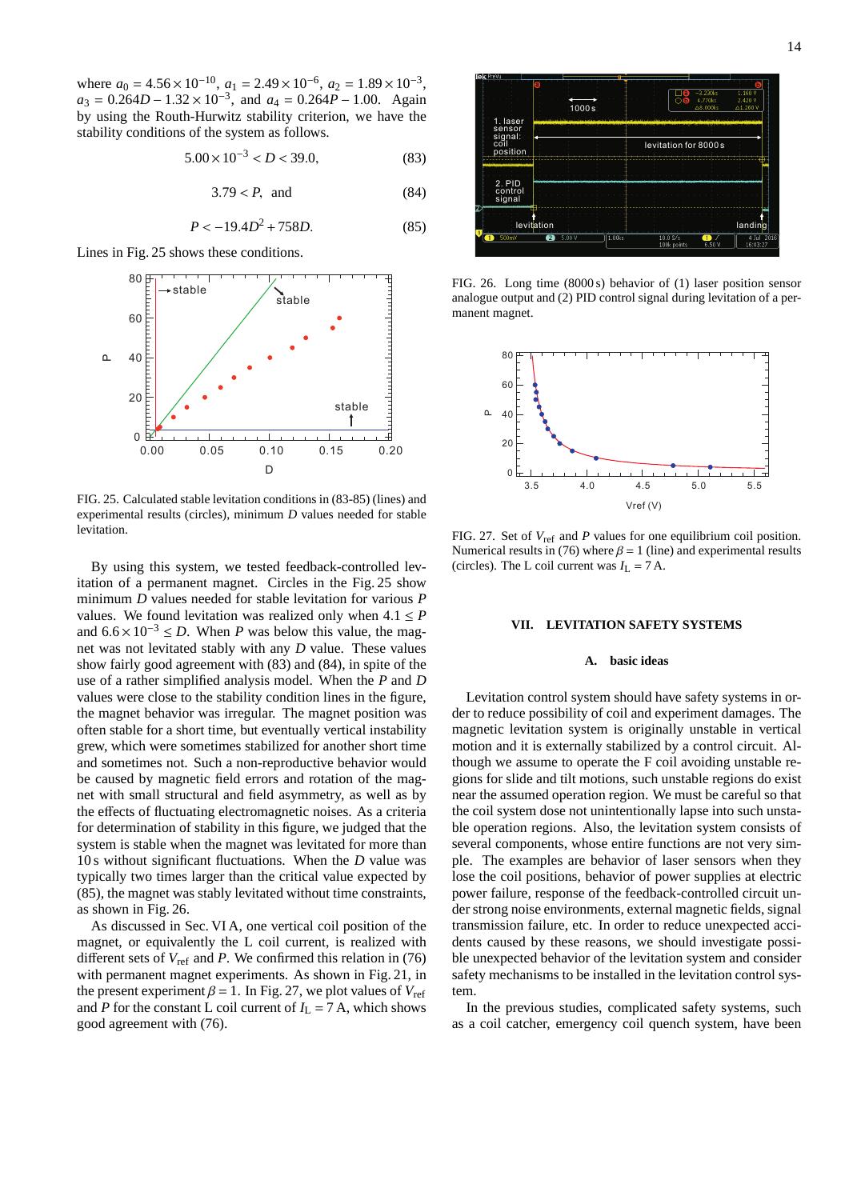where $a_0 = 4.56 \times 10^{-10}$, $a_1 = 2.49 \times 10^{-6}$, $a_2 = 1.89 \times 10^{-3}$, $a_3 = 0.264D - 1.32 \times 10^{-3}$, and $a_4 = 0.264P - 1.00$. Again by using the Routh-Hurwitz stability criterion, we have the stability conditions of the system as follows.

$$5.00 \times 10^{-3} < D < 39.0, \tag{83}$$

$$3.79 < P, \quad \text{and} \tag{84}$$

$$P < -19.4D^2 + 758D. \tag{85}$$

Lines in Fig. 25 shows these conditions.

FIG. 25. Calculated stable levitation conditions in (83-85) (lines) and experimental results (circles), minimum $D$ values needed for stable levitation.

By using this system, we tested feedback-controlled levitation of a permanent magnet. Circles in the Fig. 25 show minimum $D$ values needed for stable levitation for various $P$ values. We found levitation was realized only when $4.1 \le P$ and $6.6 \times 10^{-3} \le D$. When $P$ was below this value, the magnet was not levitated stably with any $D$ value. These values show fairly good agreement with (83) and (84), in spite of the use of a rather simplified analysis model. When the $P$ and $D$ values were close to the stability condition lines in the figure, the magnet behavior was irregular. The magnet position was often stable for a short time, but eventually vertical instability grew, which were sometimes stabilized for another short time and sometimes not. Such a non-reproductive behavior would be caused by magnetic field errors and rotation of the magnet with small structural and field asymmetry, as well as by the effects of fluctuating electromagnetic noises. As a criteria for determination of stability in this figure, we judged that the system is stable when the magnet was levitated for more than 10 s without significant fluctuations. When the $D$ value was typically two times larger than the critical value expected by (85), the magnet was stably levitated without time constraints, as shown in Fig. 26.

As discussed in Sec. VI A, one vertical coil position of the magnet, or equivalently the L coil current, is realized with different sets of $V_{\text{ref}}$ and $P$. We confirmed this relation in (76) with permanent magnet experiments. As shown in Fig. 21, in the present experiment $\beta = 1$. In Fig. 27, we plot values of $V_{\text{ref}}$ and $P$ for the constant L coil current of $I_{\text{L}} = 7$ A, which shows good agreement with (76).

FIG. 26. Long time (8000 s) behavior of (1) laser position sensor analogue output and (2) PID control signal during levitation of a permanent magnet.

FIG. 27. Set of $V_{\text{ref}}$ and $P$ values for one equilibrium coil position. Numerical results in (76) where $\beta = 1$ (line) and experimental results (circles). The L coil current was $I_{\text{L}} = 7$ A.

## VII. LEVITATION SAFETY SYSTEMS

### A. basic ideas

Levitation control system should have safety systems in order to reduce possibility of coil and experiment damages. The magnetic levitation system is originally unstable in vertical motion and it is externally stabilized by a control circuit. Although we assume to operate the F coil avoiding unstable regions for slide and tilt motions, such unstable regions do exist near the assumed operation region. We must be careful so that the coil system dose not unintentionally lapse into such unstable operation regions. Also, the levitation system consists of several components, whose entire functions are not very simple. The examples are behavior of laser sensors when they lose the coil positions, behavior of power supplies at electric power failure, response of the feedback-controlled circuit under strong noise environments, external magnetic fields, signal transmission failure, etc. In order to reduce unexpected accidents caused by these reasons, we should investigate possible unexpected behavior of the levitation system and consider safety mechanisms to be installed in the levitation control system.

In the previous studies, complicated safety systems, such as a coil catcher, emergency coil quench system, have been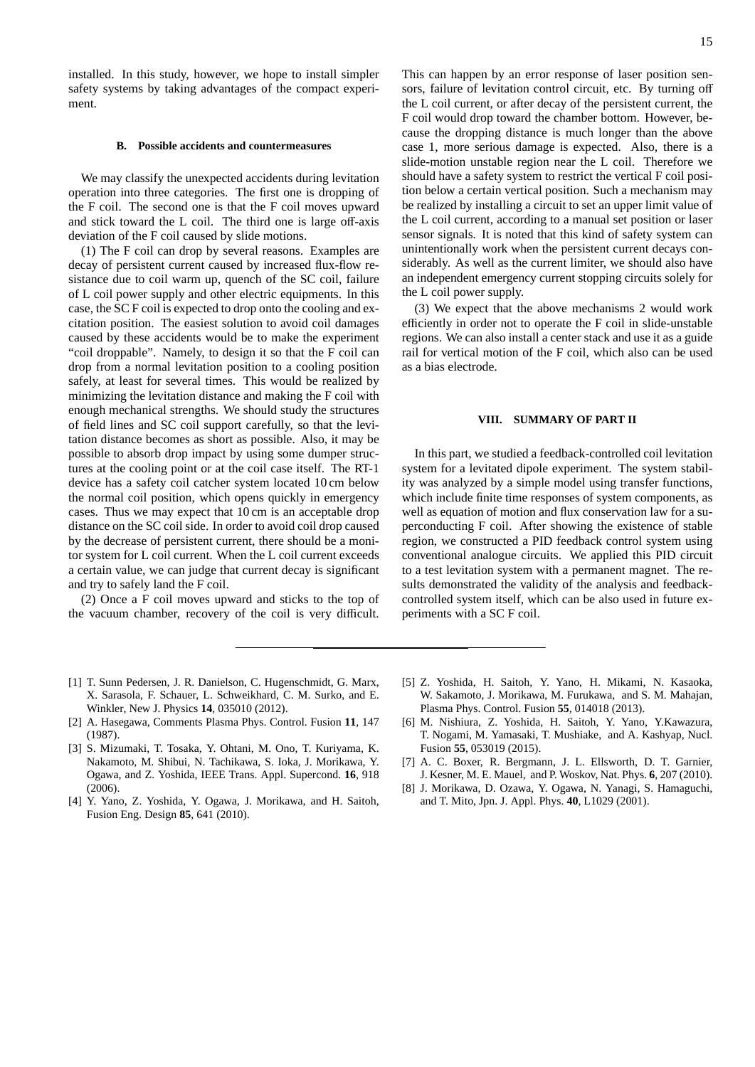installed. In this study, however, we hope to install simpler safety systems by taking advantages of the compact experiment.

### B. Possible accidents and countermeasures

We may classify the unexpected accidents during levitation operation into three categories. The first one is dropping of the F coil. The second one is that the F coil moves upward and stick toward the L coil. The third one is large off-axis deviation of the F coil caused by slide motions.

(1) The F coil can drop by several reasons. Examples are decay of persistent current caused by increased flux-flow resistance due to coil warm up, quench of the SC coil, failure of L coil power supply and other electric equipments. In this case, the SC F coil is expected to drop onto the cooling and excitation position. The easiest solution to avoid coil damages caused by these accidents would be to make the experiment "coil droppable". Namely, to design it so that the F coil can drop from a normal levitation position to a cooling position safely, at least for several times. This would be realized by minimizing the levitation distance and making the F coil with enough mechanical strengths. We should study the structures of field lines and SC coil support carefully, so that the levitation distance becomes as short as possible. Also, it may be possible to absorb drop impact by using some dumper structures at the cooling point or at the coil case itself. The RT-1 device has a safety coil catcher system located 10 cm below the normal coil position, which opens quickly in emergency cases. Thus we may expect that 10 cm is an acceptable drop distance on the SC coil side. In order to avoid coil drop caused by the decrease of persistent current, there should be a monitor system for L coil current. When the L coil current exceeds a certain value, we can judge that current decay is significant and try to safely land the F coil.

(2) Once a F coil moves upward and sticks to the top of the vacuum chamber, recovery of the coil is very difficult. This can happen by an error response of laser position sensors, failure of levitation control circuit, etc. By turning off the L coil current, or after decay of the persistent current, the F coil would drop toward the chamber bottom. However, because the dropping distance is much longer than the above case 1, more serious damage is expected. Also, there is a slide-motion unstable region near the L coil. Therefore we should have a safety system to restrict the vertical F coil position below a certain vertical position. Such a mechanism may be realized by installing a circuit to set an upper limit value of the L coil current, according to a manual set position or laser sensor signals. It is noted that this kind of safety system can unintentionally work when the persistent current decays considerably. As well as the current limiter, we should also have an independent emergency current stopping circuits solely for the L coil power supply.

(3) We expect that the above mechanisms 2 would work efficiently in order not to operate the F coil in slide-unstable regions. We can also install a center stack and use it as a guide rail for vertical motion of the F coil, which also can be used as a bias electrode.

## VIII. SUMMARY OF PART II

In this part, we studied a feedback-controlled coil levitation system for a levitated dipole experiment. The system stability was analyzed by a simple model using transfer functions, which include finite time responses of system components, as well as equation of motion and flux conservation law for a superconducting F coil. After showing the existence of stable region, we constructed a PID feedback control system using conventional analogue circuits. We applied this PID circuit to a test levitation system with a permanent magnet. The results demonstrated the validity of the analysis and feedback-controlled system itself, which can be also used in future experiments with a SC F coil.

---

[1] T. Sunn Pedersen, J. R. Danielson, C. Hugenschmidt, G. Marx, X. Sarasola, F. Schauer, L. Schweikhard, C. M. Surko, and E. Winkler, New J. Physics **14**, 035010 (2012).

[2] A. Hasegawa, Comments Plasma Phys. Control. Fusion **11**, 147 (1987).

[3] S. Mizumaki, T. Tosaka, Y. Ohtani, M. Ono, T. Kuriyama, K. Nakamoto, M. Shibui, N. Tachikawa, S. Ioka, J. Morikawa, Y. Ogawa, and Z. Yoshida, IEEE Trans. Appl. Supercond. **16**, 918 (2006).

[4] Y. Yano, Z. Yoshida, Y. Ogawa, J. Morikawa, and H. Saitoh, Fusion Eng. Design **85**, 641 (2010).

[5] Z. Yoshida, H. Saitoh, Y. Yano, H. Mikami, N. Kasaoka, W. Sakamoto, J. Morikawa, M. Furukawa, and S. M. Mahajan, Plasma Phys. Control. Fusion **55**, 014018 (2013).

[6] M. Nishiura, Z. Yoshida, H. Saitoh, Y. Yano, Y.Kawazura, T. Nogami, M. Yamasaki, T. Mushiake, and A. Kashyap, Nucl. Fusion **55**, 053019 (2015).

[7] A. C. Boxer, R. Bergmann, J. L. Ellsworth, D. T. Garnier, J. Kesner, M. E. Mauel, and P. Woskov, Nat. Phys. **6**, 207 (2010).

[8] J. Morikawa, D. Ozawa, Y. Ogawa, N. Yanagi, S. Hamaguchi, and T. Mito, Jpn. J. Appl. Phys. **40**, L1029 (2001).